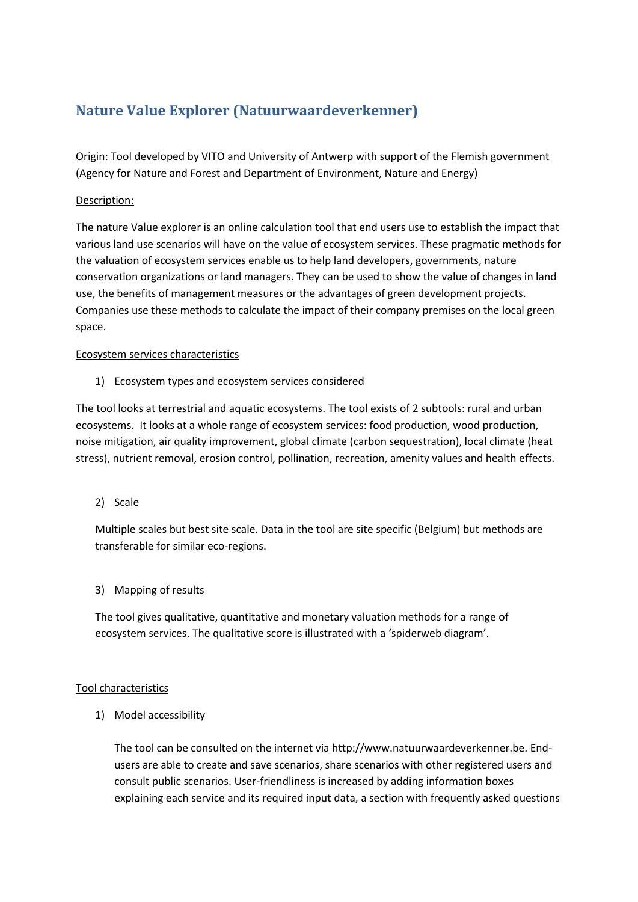# Nature Value Explorer (Natuurwaardeverkenner)

Origin: Tool developed by VITO and University of Antwerp with support of the Flemish government (Agency for Nature and Forest and Department of Environment, Nature and Energy)

Description:

The nature Value explorer is an online calculation tool that end users use to establish the impact that various land use scenarios will have on the value of ecosystem services. These pragmatic methods for the valuation of ecosystem services enable us to help land developers, governments, nature conservation organizations or land managers. They can be used to show the value of changes in land use, the benefits of management measures or the advantages of green development projects. Companies use these methods to calculate the impact of their company premises on the local green space.

Ecosystem services characteristics

1) Ecosystem types and ecosystem services considered

The tool looks at terrestrial and aquatic ecosystems. The tool exists of 2 subtools: rural and urban ecosystems. It looks at a whole range of ecosystem services: food production, wood production, noise mitigation, air quality improvement, global climate (carbon sequestration), local climate (heat stress), nutrient removal, erosion control, pollination, recreation, amenity values and health effects.

2) Scale

Multiple scales but best site scale. Data in the tool are site specific (Belgium) but methods are transferable for similar eco-regions.

3) Mapping of results

The tool gives qualitative, quantitative and monetary valuation methods for a range of ecosystem services. The qualitative score is illustrated with a 'spiderweb diagram'.

Tool characteristics

1) Model accessibility

The tool can be consulted on the internet via http://www.natuurwaardeverkenner.be. End-users are able to create and save scenarios, share scenarios with other registered users and consult public scenarios. User-friendliness is increased by adding information boxes explaining each service and its required input data, a section with frequently asked questions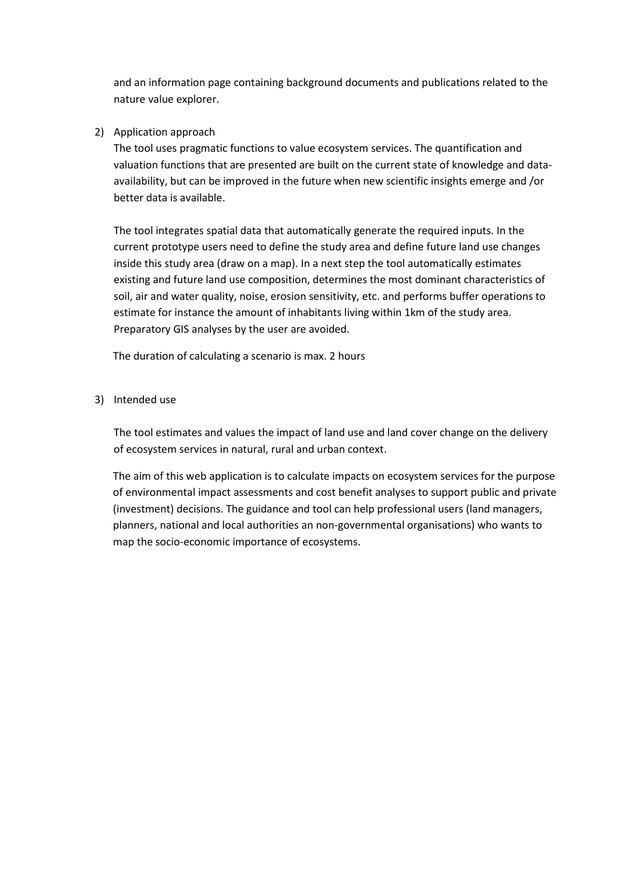and an information page containing background documents and publications related to the nature value explorer.

2) Application approach

   The tool uses pragmatic functions to value ecosystem services. The quantification and valuation functions that are presented are built on the current state of knowledge and data-availability, but can be improved in the future when new scientific insights emerge and /or better data is available.

   The tool integrates spatial data that automatically generate the required inputs. In the current prototype users need to define the study area and define future land use changes inside this study area (draw on a map). In a next step the tool automatically estimates existing and future land use composition, determines the most dominant characteristics of soil, air and water quality, noise, erosion sensitivity, etc. and performs buffer operations to estimate for instance the amount of inhabitants living within 1km of the study area. Preparatory GIS analyses by the user are avoided.

   The duration of calculating a scenario is max. 2 hours

3) Intended use

   The tool estimates and values the impact of land use and land cover change on the delivery of ecosystem services in natural, rural and urban context.

   The aim of this web application is to calculate impacts on ecosystem services for the purpose of environmental impact assessments and cost benefit analyses to support public and private (investment) decisions. The guidance and tool can help professional users (land managers, planners, national and local authorities an non-governmental organisations) who wants to map the socio-economic importance of ecosystems.